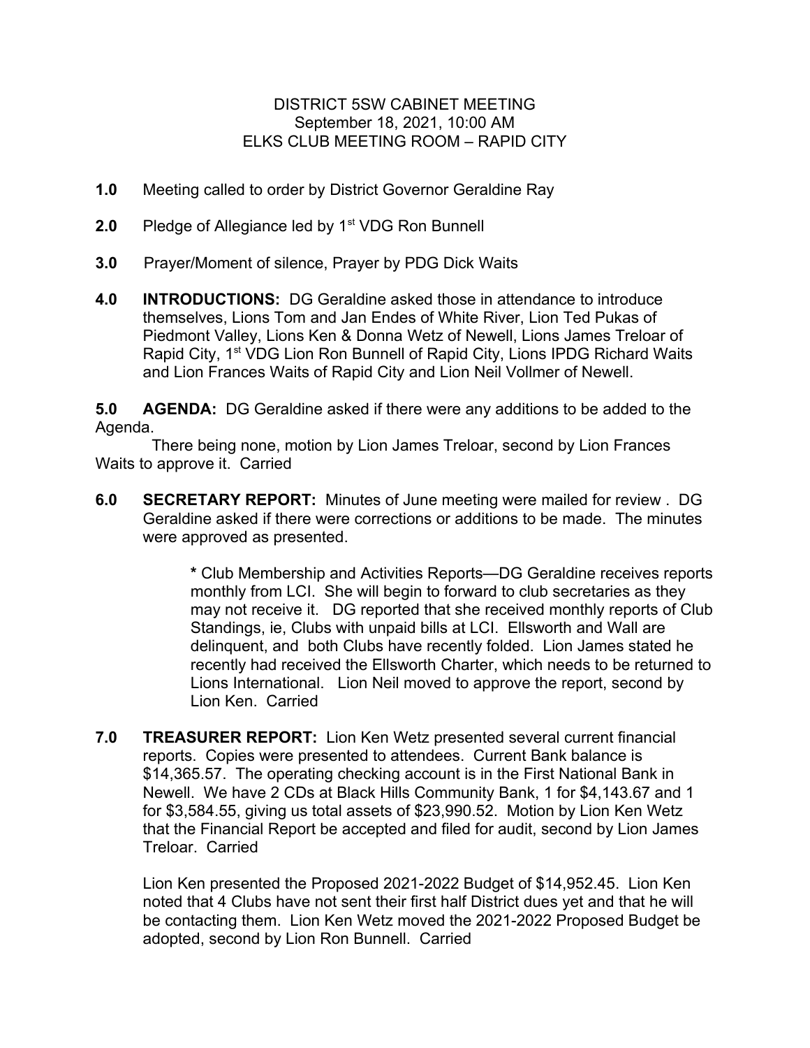DISTRICT 5SW CABINET MEETING
September 18, 2021, 10:00 AM
ELKS CLUB MEETING ROOM – RAPID CITY

**1.0** Meeting called to order by District Governor Geraldine Ray

**2.0** Pledge of Allegiance led by 1st VDG Ron Bunnell

**3.0** Prayer/Moment of silence, Prayer by PDG Dick Waits

**4.0** **INTRODUCTIONS:** DG Geraldine asked those in attendance to introduce themselves, Lions Tom and Jan Endes of White River, Lion Ted Pukas of Piedmont Valley, Lions Ken & Donna Wetz of Newell, Lions James Treloar of Rapid City, 1st VDG Lion Ron Bunnell of Rapid City, Lions IPDG Richard Waits and Lion Frances Waits of Rapid City and Lion Neil Vollmer of Newell.

**5.0** **AGENDA:** DG Geraldine asked if there were any additions to be added to the Agenda.

There being none, motion by Lion James Treloar, second by Lion Frances Waits to approve it. Carried

**6.0** **SECRETARY REPORT:** Minutes of June meeting were mailed for review . DG Geraldine asked if there were corrections or additions to be made. The minutes were approved as presented.

> **\*** Club Membership and Activities Reports—DG Geraldine receives reports monthly from LCI. She will begin to forward to club secretaries as they may not receive it. DG reported that she received monthly reports of Club Standings, ie, Clubs with unpaid bills at LCI. Ellsworth and Wall are delinquent, and both Clubs have recently folded. Lion James stated he recently had received the Ellsworth Charter, which needs to be returned to Lions International. Lion Neil moved to approve the report, second by Lion Ken. Carried

**7.0** **TREASURER REPORT:** Lion Ken Wetz presented several current financial reports. Copies were presented to attendees. Current Bank balance is $14,365.57. The operating checking account is in the First National Bank in Newell. We have 2 CDs at Black Hills Community Bank, 1 for $4,143.67 and 1 for $3,584.55, giving us total assets of $23,990.52. Motion by Lion Ken Wetz that the Financial Report be accepted and filed for audit, second by Lion James Treloar. Carried

Lion Ken presented the Proposed 2021-2022 Budget of $14,952.45. Lion Ken noted that 4 Clubs have not sent their first half District dues yet and that he will be contacting them. Lion Ken Wetz moved the 2021-2022 Proposed Budget be adopted, second by Lion Ron Bunnell. Carried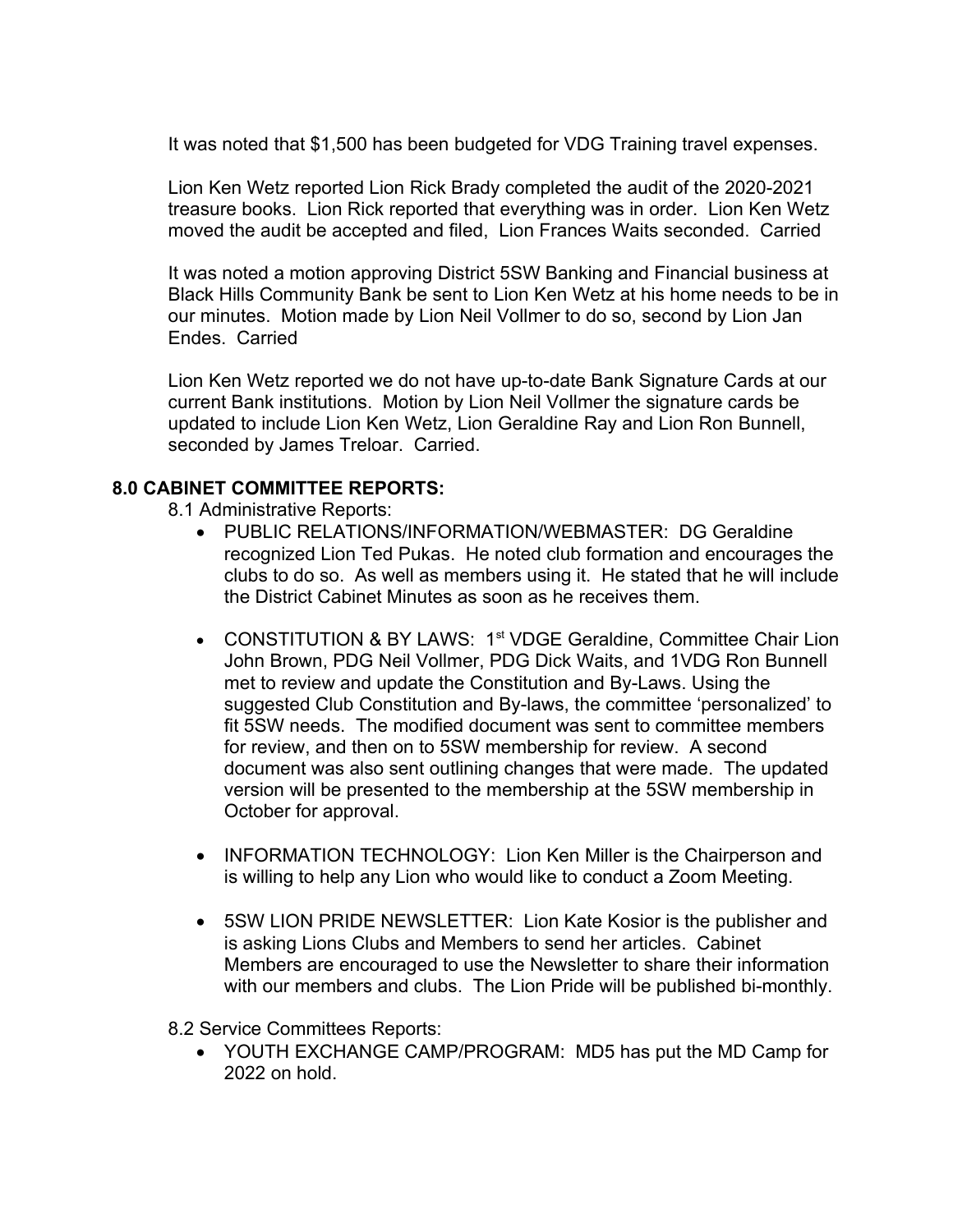It was noted that $1,500 has been budgeted for VDG Training travel expenses.

Lion Ken Wetz reported Lion Rick Brady completed the audit of the 2020-2021 treasure books. Lion Rick reported that everything was in order. Lion Ken Wetz moved the audit be accepted and filed, Lion Frances Waits seconded. Carried

It was noted a motion approving District 5SW Banking and Financial business at Black Hills Community Bank be sent to Lion Ken Wetz at his home needs to be in our minutes. Motion made by Lion Neil Vollmer to do so, second by Lion Jan Endes. Carried

Lion Ken Wetz reported we do not have up-to-date Bank Signature Cards at our current Bank institutions. Motion by Lion Neil Vollmer the signature cards be updated to include Lion Ken Wetz, Lion Geraldine Ray and Lion Ron Bunnell, seconded by James Treloar. Carried.

## 8.0 CABINET COMMITTEE REPORTS:

8.1 Administrative Reports:

- PUBLIC RELATIONS/INFORMATION/WEBMASTER: DG Geraldine recognized Lion Ted Pukas. He noted club formation and encourages the clubs to do so. As well as members using it. He stated that he will include the District Cabinet Minutes as soon as he receives them.

- CONSTITUTION & BY LAWS: 1st VDGE Geraldine, Committee Chair Lion John Brown, PDG Neil Vollmer, PDG Dick Waits, and 1VDG Ron Bunnell met to review and update the Constitution and By-Laws. Using the suggested Club Constitution and By-laws, the committee 'personalized' to fit 5SW needs. The modified document was sent to committee members for review, and then on to 5SW membership for review. A second document was also sent outlining changes that were made. The updated version will be presented to the membership at the 5SW membership in October for approval.

- INFORMATION TECHNOLOGY: Lion Ken Miller is the Chairperson and is willing to help any Lion who would like to conduct a Zoom Meeting.

- 5SW LION PRIDE NEWSLETTER: Lion Kate Kosior is the publisher and is asking Lions Clubs and Members to send her articles. Cabinet Members are encouraged to use the Newsletter to share their information with our members and clubs. The Lion Pride will be published bi-monthly.

8.2 Service Committees Reports:

- YOUTH EXCHANGE CAMP/PROGRAM: MD5 has put the MD Camp for 2022 on hold.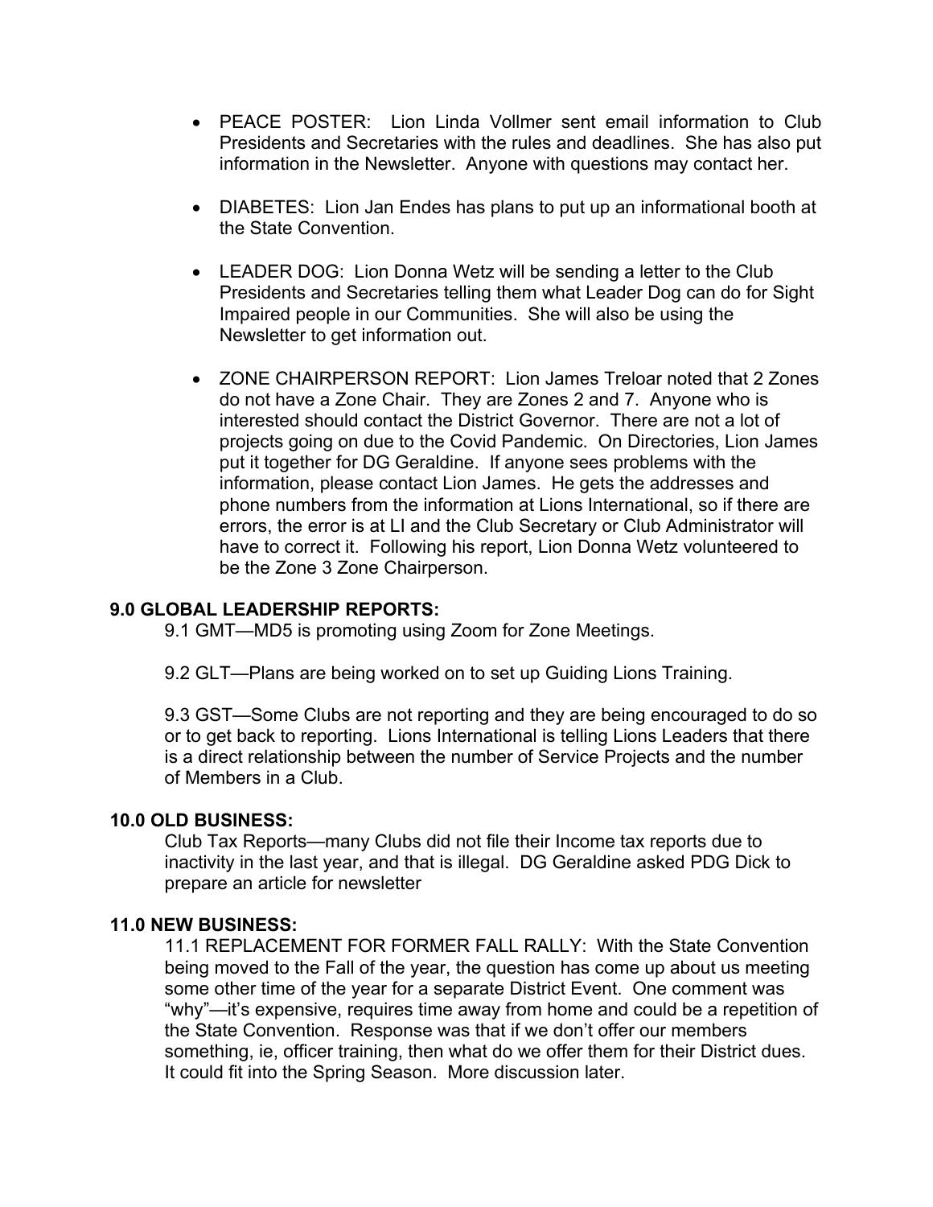- PEACE POSTER: Lion Linda Vollmer sent email information to Club Presidents and Secretaries with the rules and deadlines. She has also put information in the Newsletter. Anyone with questions may contact her.

- DIABETES: Lion Jan Endes has plans to put up an informational booth at the State Convention.

- LEADER DOG: Lion Donna Wetz will be sending a letter to the Club Presidents and Secretaries telling them what Leader Dog can do for Sight Impaired people in our Communities. She will also be using the Newsletter to get information out.

- ZONE CHAIRPERSON REPORT: Lion James Treloar noted that 2 Zones do not have a Zone Chair. They are Zones 2 and 7. Anyone who is interested should contact the District Governor. There are not a lot of projects going on due to the Covid Pandemic. On Directories, Lion James put it together for DG Geraldine. If anyone sees problems with the information, please contact Lion James. He gets the addresses and phone numbers from the information at Lions International, so if there are errors, the error is at LI and the Club Secretary or Club Administrator will have to correct it. Following his report, Lion Donna Wetz volunteered to be the Zone 3 Zone Chairperson.

**9.0 GLOBAL LEADERSHIP REPORTS:**

9.1 GMT—MD5 is promoting using Zoom for Zone Meetings.

9.2 GLT—Plans are being worked on to set up Guiding Lions Training.

9.3 GST—Some Clubs are not reporting and they are being encouraged to do so or to get back to reporting. Lions International is telling Lions Leaders that there is a direct relationship between the number of Service Projects and the number of Members in a Club.

**10.0 OLD BUSINESS:**

Club Tax Reports—many Clubs did not file their Income tax reports due to inactivity in the last year, and that is illegal. DG Geraldine asked PDG Dick to prepare an article for newsletter

**11.0 NEW BUSINESS:**

11.1 REPLACEMENT FOR FORMER FALL RALLY: With the State Convention being moved to the Fall of the year, the question has come up about us meeting some other time of the year for a separate District Event. One comment was "why"—it's expensive, requires time away from home and could be a repetition of the State Convention. Response was that if we don't offer our members something, ie, officer training, then what do we offer them for their District dues. It could fit into the Spring Season. More discussion later.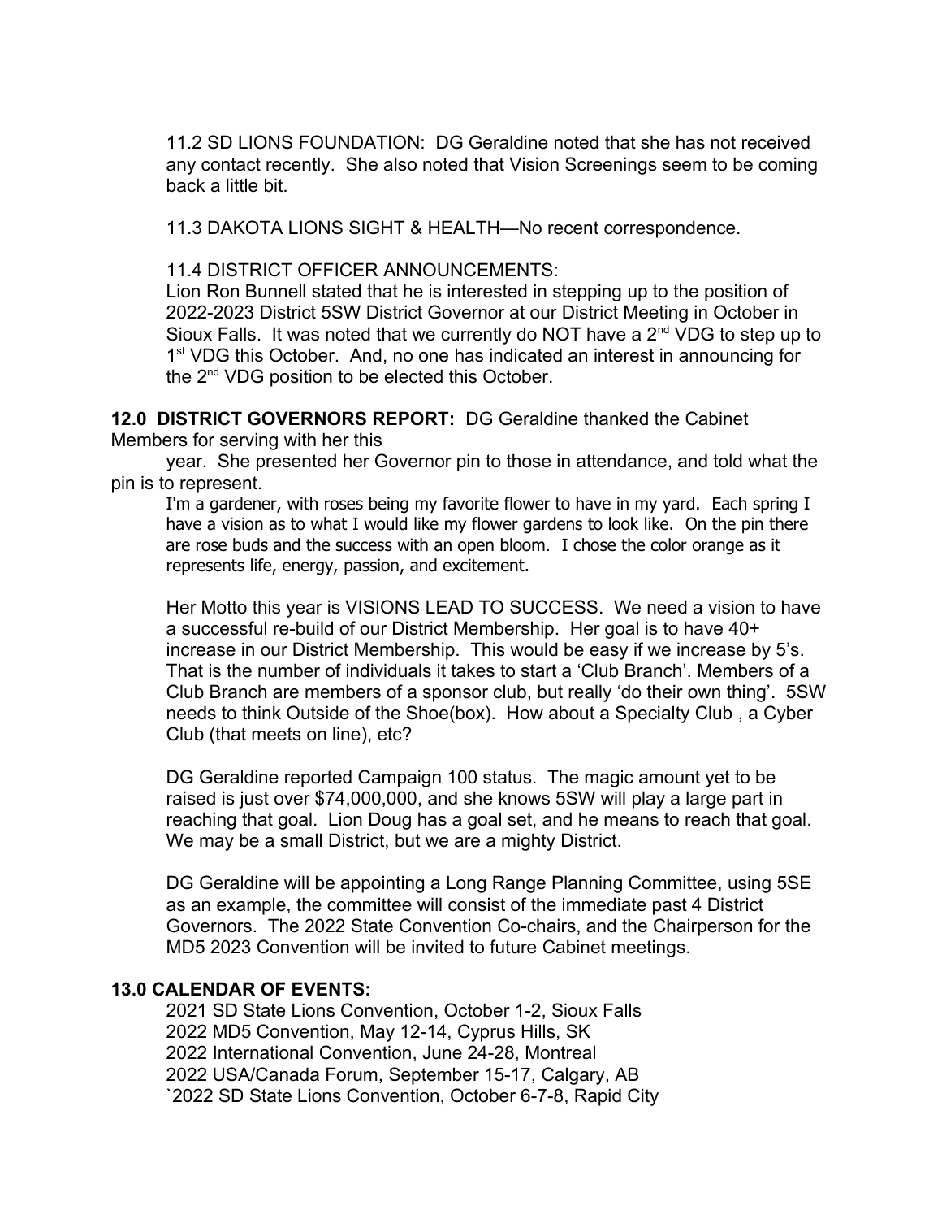11.2 SD LIONS FOUNDATION: DG Geraldine noted that she has not received any contact recently. She also noted that Vision Screenings seem to be coming back a little bit.

11.3 DAKOTA LIONS SIGHT & HEALTH—No recent correspondence.

11.4 DISTRICT OFFICER ANNOUNCEMENTS:
Lion Ron Bunnell stated that he is interested in stepping up to the position of 2022-2023 District 5SW District Governor at our District Meeting in October in Sioux Falls. It was noted that we currently do NOT have a 2nd VDG to step up to 1st VDG this October. And, no one has indicated an interest in announcing for the 2nd VDG position to be elected this October.

**12.0 DISTRICT GOVERNORS REPORT:** DG Geraldine thanked the Cabinet Members for serving with her this year. She presented her Governor pin to those in attendance, and told what the pin is to represent.

I'm a gardener, with roses being my favorite flower to have in my yard. Each spring I have a vision as to what I would like my flower gardens to look like. On the pin there are rose buds and the success with an open bloom. I chose the color orange as it represents life, energy, passion, and excitement.

Her Motto this year is VISIONS LEAD TO SUCCESS. We need a vision to have a successful re-build of our District Membership. Her goal is to have 40+ increase in our District Membership. This would be easy if we increase by 5's. That is the number of individuals it takes to start a 'Club Branch'. Members of a Club Branch are members of a sponsor club, but really 'do their own thing'. 5SW needs to think Outside of the Shoe(box). How about a Specialty Club , a Cyber Club (that meets on line), etc?

DG Geraldine reported Campaign 100 status. The magic amount yet to be raised is just over $74,000,000, and she knows 5SW will play a large part in reaching that goal. Lion Doug has a goal set, and he means to reach that goal. We may be a small District, but we are a mighty District.

DG Geraldine will be appointing a Long Range Planning Committee, using 5SE as an example, the committee will consist of the immediate past 4 District Governors. The 2022 State Convention Co-chairs, and the Chairperson for the MD5 2023 Convention will be invited to future Cabinet meetings.

**13.0 CALENDAR OF EVENTS:**

2021 SD State Lions Convention, October 1-2, Sioux Falls
2022 MD5 Convention, May 12-14, Cyprus Hills, SK
2022 International Convention, June 24-28, Montreal
2022 USA/Canada Forum, September 15-17, Calgary, AB
`2022 SD State Lions Convention, October 6-7-8, Rapid City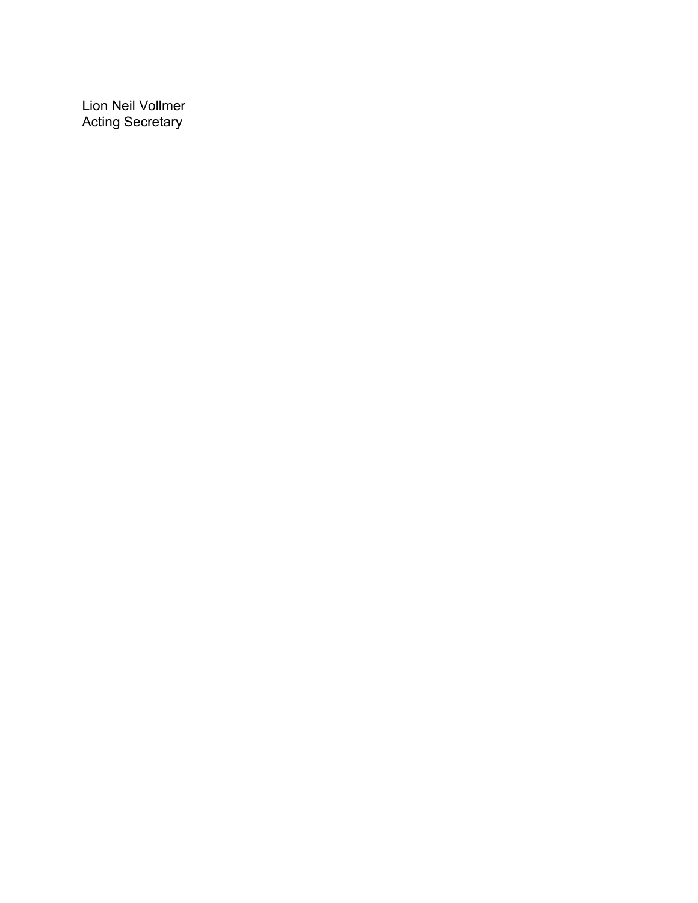Lion Neil Vollmer
Acting Secretary